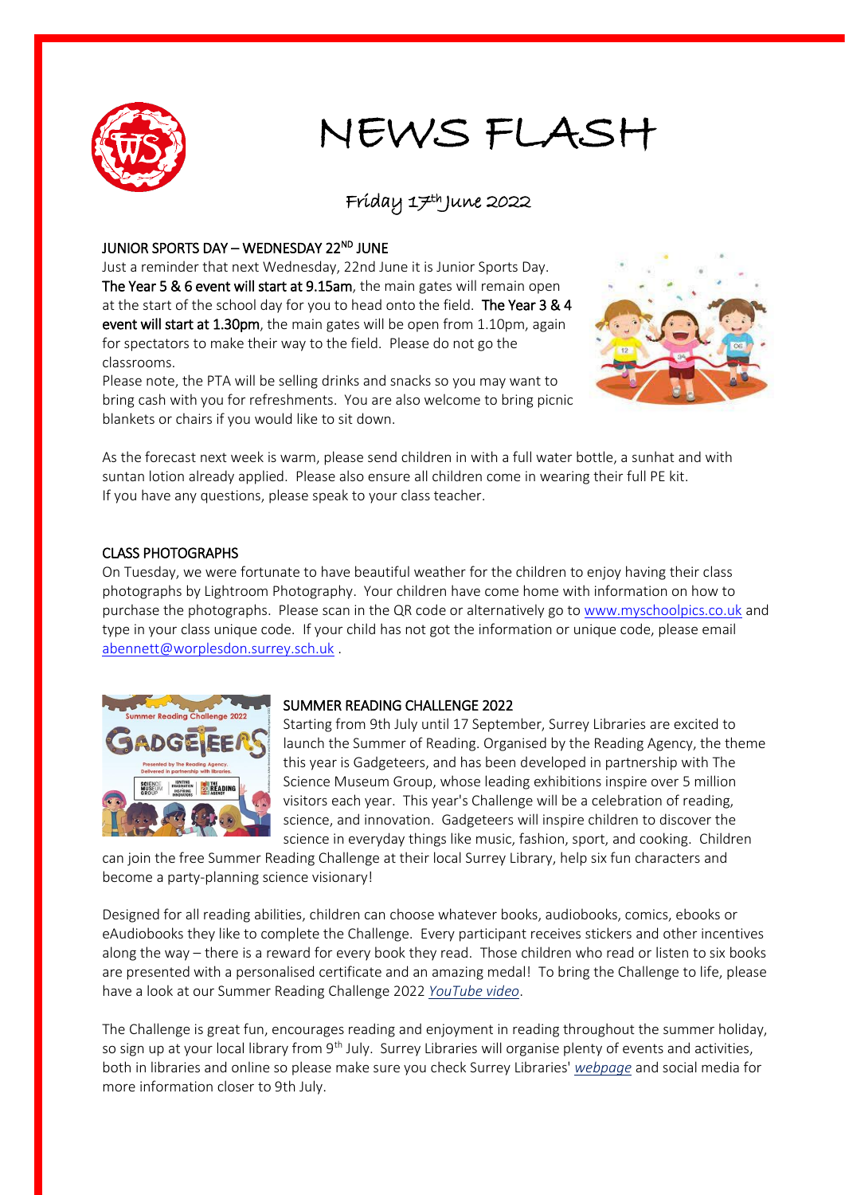# NEWS FLASH

Friday 17th June 2022

## JUNIOR SPORTS DAY – WEDNESDAY 22ND JUNE

Just a reminder that next Wednesday, 22nd June it is Junior Sports Day. **The Year 5 & 6 event will start at 9.15am**, the main gates will remain open at the start of the school day for you to head onto the field. **The Year 3 & 4 event will start at 1.30pm**, the main gates will be open from 1.10pm, again for spectators to make their way to the field. Please do not go the classrooms.

Please note, the PTA will be selling drinks and snacks so you may want to bring cash with you for refreshments. You are also welcome to bring picnic blankets or chairs if you would like to sit down.

As the forecast next week is warm, please send children in with a full water bottle, a sunhat and with suntan lotion already applied. Please also ensure all children come in wearing their full PE kit.
If you have any questions, please speak to your class teacher.

## CLASS PHOTOGRAPHS

On Tuesday, we were fortunate to have beautiful weather for the children to enjoy having their class photographs by Lightroom Photography. Your children have come home with information on how to purchase the photographs. Please scan in the QR code or alternatively go to www.myschoolpics.co.uk and type in your class unique code. If your child has not got the information or unique code, please email abennett@worplesdon.surrey.sch.uk .

## SUMMER READING CHALLENGE 2022

Starting from 9th July until 17 September, Surrey Libraries are excited to launch the Summer of Reading. Organised by the Reading Agency, the theme this year is Gadgeteers, and has been developed in partnership with The Science Museum Group, whose leading exhibitions inspire over 5 million visitors each year. This year's Challenge will be a celebration of reading, science, and innovation. Gadgeteers will inspire children to discover the science in everyday things like music, fashion, sport, and cooking. Children can join the free Summer Reading Challenge at their local Surrey Library, help six fun characters and become a party-planning science visionary!

Designed for all reading abilities, children can choose whatever books, audiobooks, comics, ebooks or eAudiobooks they like to complete the Challenge. Every participant receives stickers and other incentives along the way – there is a reward for every book they read. Those children who read or listen to six books are presented with a personalised certificate and an amazing medal! To bring the Challenge to life, please have a look at our Summer Reading Challenge 2022 *YouTube video*.

The Challenge is great fun, encourages reading and enjoyment in reading throughout the summer holiday, so sign up at your local library from 9th July. Surrey Libraries will organise plenty of events and activities, both in libraries and online so please make sure you check Surrey Libraries' *webpage* and social media for more information closer to 9th July.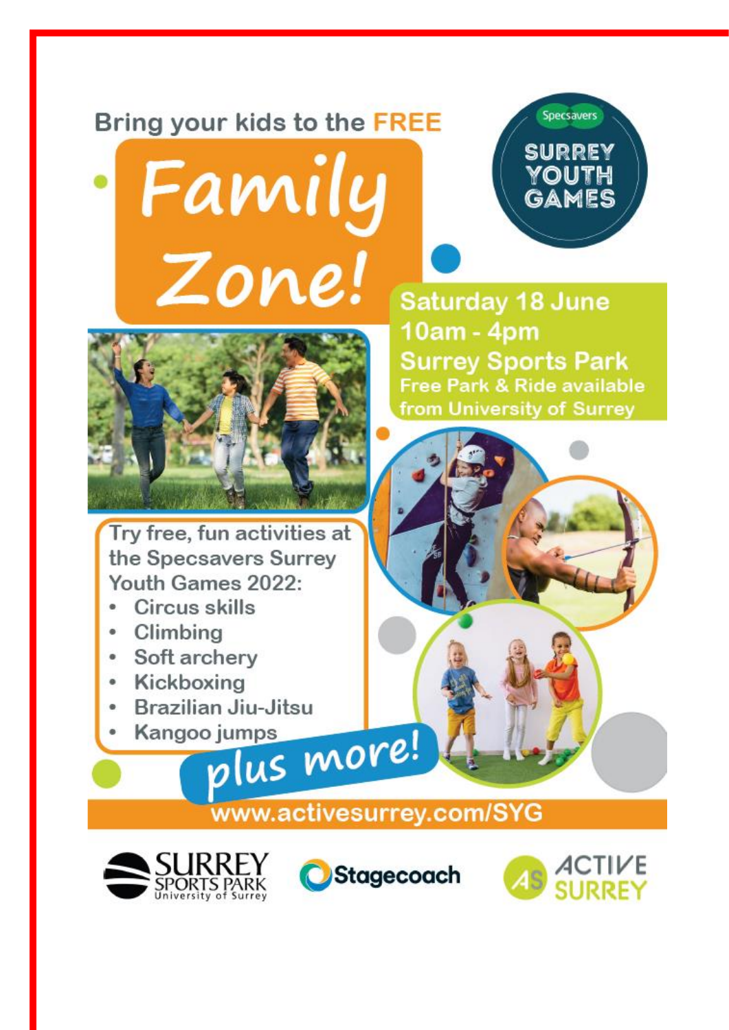Bring your kids to the FREE

# Family Zone!

**Specsavers SURREY YOUTH GAMES**

**Saturday 18 June**
**10am - 4pm**
**Surrey Sports Park**
Free Park & Ride available from University of Surrey

Try free, fun activities at the Specsavers Surrey Youth Games 2022:

- Circus skills
- Climbing
- Soft archery
- Kickboxing
- Brazilian Jiu-Jitsu
- Kangoo jumps

*plus more!*

www.activesurrey.com/SYG

SURREY SPORTS PARK University of Surrey | Stagecoach | ACTIVE SURREY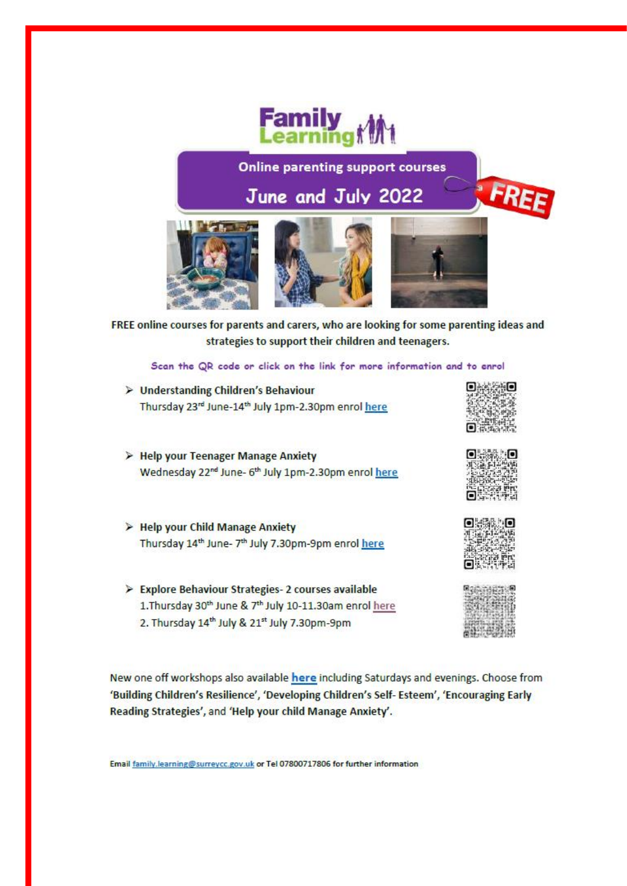# Family Learning

## Online parenting support courses

## June and July 2022

FREE

FREE online courses for parents and carers, who are looking for some parenting ideas and strategies to support their children and teenagers.

*Scan the QR code or click on the link for more information and to enrol*

- **Understanding Children's Behaviour**
  Thursday 23rd June-14th July 1pm-2.30pm enrol here

- **Help your Teenager Manage Anxiety**
  Wednesday 22nd June- 6th July 1pm-2.30pm enrol here

- **Help your Child Manage Anxiety**
  Thursday 14th June- 7th July 7.30pm-9pm enrol here

- **Explore Behaviour Strategies- 2 courses available**
  1.Thursday 30th June & 7th July 10-11.30am enrol here
  2. Thursday 14th July & 21st July 7.30pm-9pm

New one off workshops also available here including Saturdays and evenings. Choose from **'Building Children's Resilience', 'Developing Children's Self- Esteem', 'Encouraging Early Reading Strategies'**, and **'Help your child Manage Anxiety'**.

**Email family.learning@surreycc.gov.uk or Tel 07800717806 for further information**